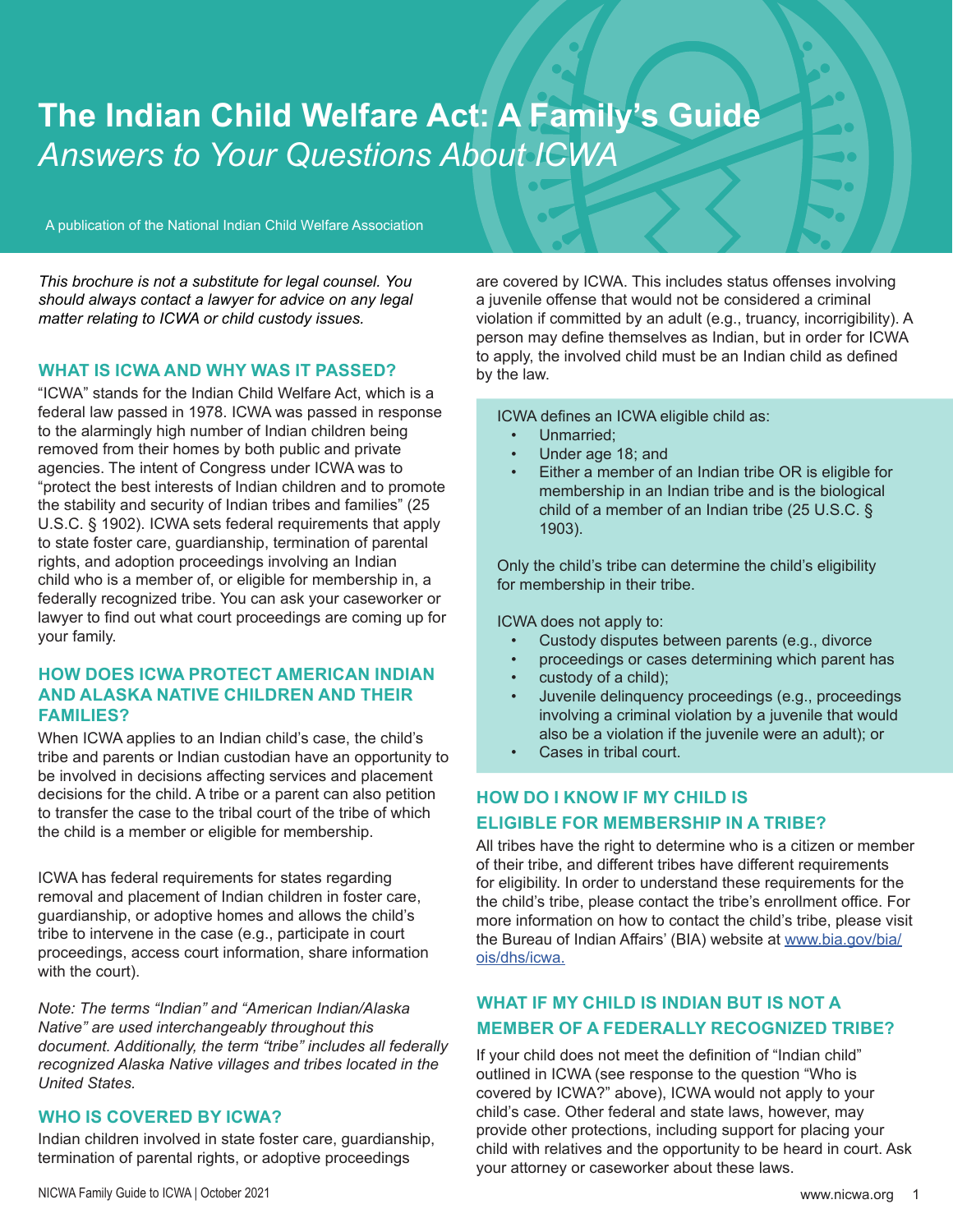# The Indian Child Welfare Act: A Family's Guide

*Answers to Your Questions About ICWA*

A publication of the National Indian Child Welfare Association

*This brochure is not a substitute for legal counsel. You should always contact a lawyer for advice on any legal matter relating to ICWA or child custody issues.*

## WHAT IS ICWA AND WHY WAS IT PASSED?

"ICWA" stands for the Indian Child Welfare Act, which is a federal law passed in 1978. ICWA was passed in response to the alarmingly high number of Indian children being removed from their homes by both public and private agencies. The intent of Congress under ICWA was to "protect the best interests of Indian children and to promote the stability and security of Indian tribes and families" (25 U.S.C. § 1902). ICWA sets federal requirements that apply to state foster care, guardianship, termination of parental rights, and adoption proceedings involving an Indian child who is a member of, or eligible for membership in, a federally recognized tribe. You can ask your caseworker or lawyer to find out what court proceedings are coming up for your family.

## HOW DOES ICWA PROTECT AMERICAN INDIAN AND ALASKA NATIVE CHILDREN AND THEIR FAMILIES?

When ICWA applies to an Indian child's case, the child's tribe and parents or Indian custodian have an opportunity to be involved in decisions affecting services and placement decisions for the child. A tribe or a parent can also petition to transfer the case to the tribal court of the tribe of which the child is a member or eligible for membership.

ICWA has federal requirements for states regarding removal and placement of Indian children in foster care, guardianship, or adoptive homes and allows the child's tribe to intervene in the case (e.g., participate in court proceedings, access court information, share information with the court).

*Note: The terms "Indian" and "American Indian/Alaska Native" are used interchangeably throughout this document. Additionally, the term "tribe" includes all federally recognized Alaska Native villages and tribes located in the United States.*

## WHO IS COVERED BY ICWA?

Indian children involved in state foster care, guardianship, termination of parental rights, or adoptive proceedings are covered by ICWA. This includes status offenses involving a juvenile offense that would not be considered a criminal violation if committed by an adult (e.g., truancy, incorrigibility). A person may define themselves as Indian, but in order for ICWA to apply, the involved child must be an Indian child as defined by the law.

ICWA defines an ICWA eligible child as:

- Unmarried;
- Under age 18; and
- Either a member of an Indian tribe OR is eligible for membership in an Indian tribe and is the biological child of a member of an Indian tribe (25 U.S.C. § 1903).

Only the child's tribe can determine the child's eligibility for membership in their tribe.

ICWA does not apply to:

- Custody disputes between parents (e.g., divorce proceedings or cases determining which parent has custody of a child);
- Juvenile delinquency proceedings (e.g., proceedings involving a criminal violation by a juvenile that would also be a violation if the juvenile were an adult); or
- Cases in tribal court.

## HOW DO I KNOW IF MY CHILD IS ELIGIBLE FOR MEMBERSHIP IN A TRIBE?

All tribes have the right to determine who is a citizen or member of their tribe, and different tribes have different requirements for eligibility. In order to understand these requirements for the the child's tribe, please contact the tribe's enrollment office. For more information on how to contact the child's tribe, please visit the Bureau of Indian Affairs' (BIA) website at www.bia.gov/bia/ois/dhs/icwa.

## WHAT IF MY CHILD IS INDIAN BUT IS NOT A MEMBER OF A FEDERALLY RECOGNIZED TRIBE?

If your child does not meet the definition of "Indian child" outlined in ICWA (see response to the question "Who is covered by ICWA?" above), ICWA would not apply to your child's case. Other federal and state laws, however, may provide other protections, including support for placing your child with relatives and the opportunity to be heard in court. Ask your attorney or caseworker about these laws.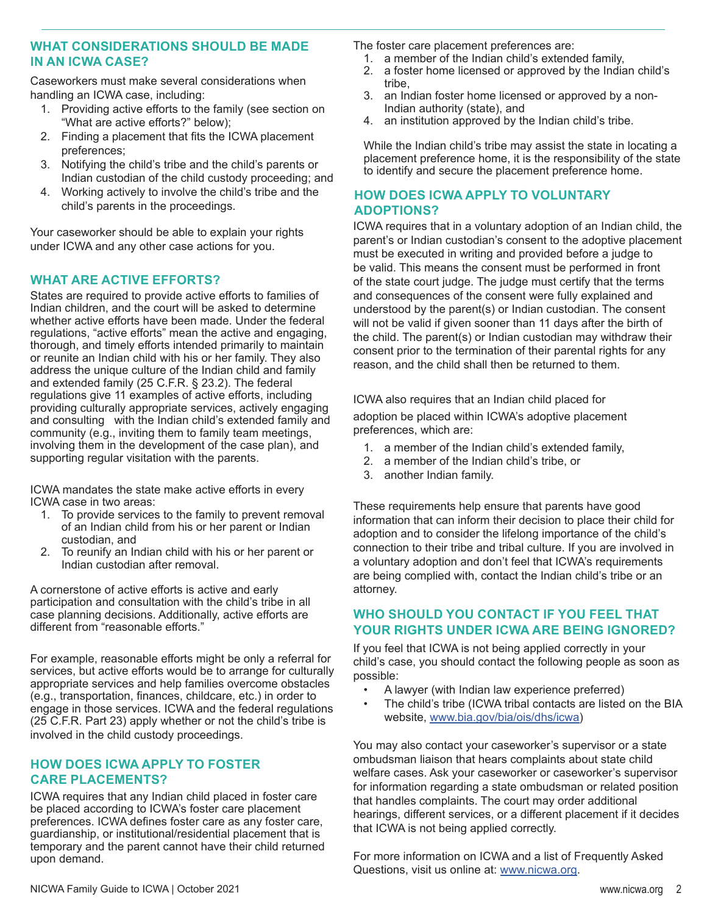## WHAT CONSIDERATIONS SHOULD BE MADE IN AN ICWA CASE?

Caseworkers must make several considerations when handling an ICWA case, including:

1. Providing active efforts to the family (see section on "What are active efforts?" below);
2. Finding a placement that fits the ICWA placement preferences;
3. Notifying the child's tribe and the child's parents or Indian custodian of the child custody proceeding; and
4. Working actively to involve the child's tribe and the child's parents in the proceedings.

Your caseworker should be able to explain your rights under ICWA and any other case actions for you.

## WHAT ARE ACTIVE EFFORTS?

States are required to provide active efforts to families of Indian children, and the court will be asked to determine whether active efforts have been made. Under the federal regulations, "active efforts" mean the active and engaging, thorough, and timely efforts intended primarily to maintain or reunite an Indian child with his or her family. They also address the unique culture of the Indian child and family and extended family (25 C.F.R. § 23.2). The federal regulations give 11 examples of active efforts, including providing culturally appropriate services, actively engaging and consulting with the Indian child's extended family and community (e.g., inviting them to family team meetings, involving them in the development of the case plan), and supporting regular visitation with the parents.

ICWA mandates the state make active efforts in every ICWA case in two areas:

1. To provide services to the family to prevent removal of an Indian child from his or her parent or Indian custodian, and
2. To reunify an Indian child with his or her parent or Indian custodian after removal.

A cornerstone of active efforts is active and early participation and consultation with the child's tribe in all case planning decisions. Additionally, active efforts are different from "reasonable efforts."

For example, reasonable efforts might be only a referral for services, but active efforts would be to arrange for culturally appropriate services and help families overcome obstacles (e.g., transportation, finances, childcare, etc.) in order to engage in those services. ICWA and the federal regulations (25 C.F.R. Part 23) apply whether or not the child's tribe is involved in the child custody proceedings.

## HOW DOES ICWA APPLY TO FOSTER CARE PLACEMENTS?

ICWA requires that any Indian child placed in foster care be placed according to ICWA's foster care placement preferences. ICWA defines foster care as any foster care, guardianship, or institutional/residential placement that is temporary and the parent cannot have their child returned upon demand.

The foster care placement preferences are:

1. a member of the Indian child's extended family,
2. a foster home licensed or approved by the Indian child's tribe,
3. an Indian foster home licensed or approved by a non-Indian authority (state), and
4. an institution approved by the Indian child's tribe.

While the Indian child's tribe may assist the state in locating a placement preference home, it is the responsibility of the state to identify and secure the placement preference home.

## HOW DOES ICWA APPLY TO VOLUNTARY ADOPTIONS?

ICWA requires that in a voluntary adoption of an Indian child, the parent's or Indian custodian's consent to the adoptive placement must be executed in writing and provided before a judge to be valid. This means the consent must be performed in front of the state court judge. The judge must certify that the terms and consequences of the consent were fully explained and understood by the parent(s) or Indian custodian. The consent will not be valid if given sooner than 11 days after the birth of the child. The parent(s) or Indian custodian may withdraw their consent prior to the termination of their parental rights for any reason, and the child shall then be returned to them.

ICWA also requires that an Indian child placed for adoption be placed within ICWA's adoptive placement preferences, which are:

1. a member of the Indian child's extended family,
2. a member of the Indian child's tribe, or
3. another Indian family.

These requirements help ensure that parents have good information that can inform their decision to place their child for adoption and to consider the lifelong importance of the child's connection to their tribe and tribal culture. If you are involved in a voluntary adoption and don't feel that ICWA's requirements are being complied with, contact the Indian child's tribe or an attorney.

## WHO SHOULD YOU CONTACT IF YOU FEEL THAT YOUR RIGHTS UNDER ICWA ARE BEING IGNORED?

If you feel that ICWA is not being applied correctly in your child's case, you should contact the following people as soon as possible:

- A lawyer (with Indian law experience preferred)
- The child's tribe (ICWA tribal contacts are listed on the BIA website, www.bia.gov/bia/ois/dhs/icwa)

You may also contact your caseworker's supervisor or a state ombudsman liaison that hears complaints about state child welfare cases. Ask your caseworker or caseworker's supervisor for information regarding a state ombudsman or related position that handles complaints. The court may order additional hearings, different services, or a different placement if it decides that ICWA is not being applied correctly.

For more information on ICWA and a list of Frequently Asked Questions, visit us online at: www.nicwa.org.